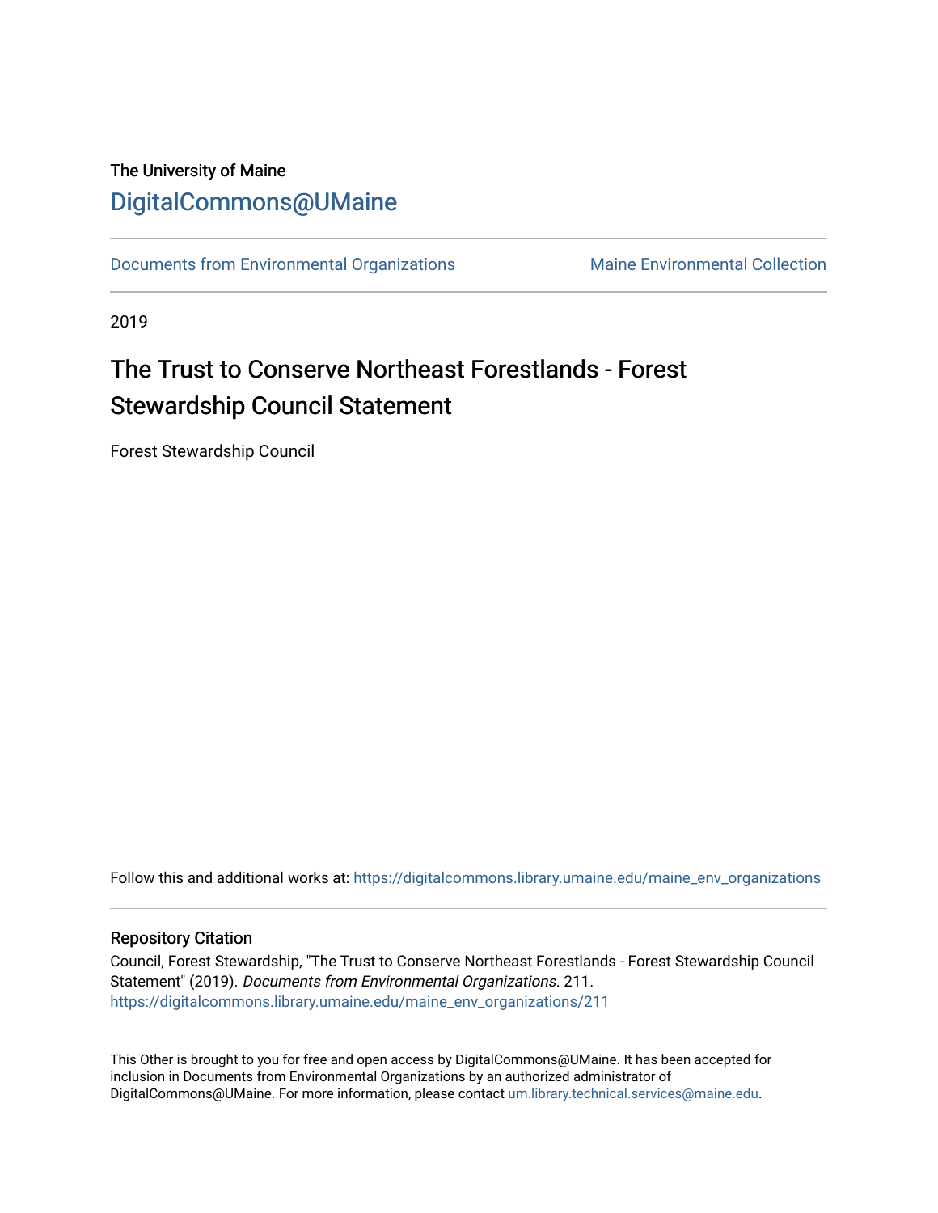The University of Maine

[DigitalCommons@UMaine](https://digitalcommons.library.umaine.edu/)

[Documents from Environmental Organizations](https://digitalcommons.library.umaine.edu/maine_env_organizations) | [Maine Environmental Collection](https://digitalcommons.library.umaine.edu/maine_env)

2019

# The Trust to Conserve Northeast Forestlands - Forest Stewardship Council Statement

Forest Stewardship Council

Follow this and additional works at: https://digitalcommons.library.umaine.edu/maine_env_organizations

## Repository Citation

Council, Forest Stewardship, "The Trust to Conserve Northeast Forestlands - Forest Stewardship Council Statement" (2019). *Documents from Environmental Organizations*. 211.
https://digitalcommons.library.umaine.edu/maine_env_organizations/211

This Other is brought to you for free and open access by DigitalCommons@UMaine. It has been accepted for inclusion in Documents from Environmental Organizations by an authorized administrator of DigitalCommons@UMaine. For more information, please contact um.library.technical.services@maine.edu.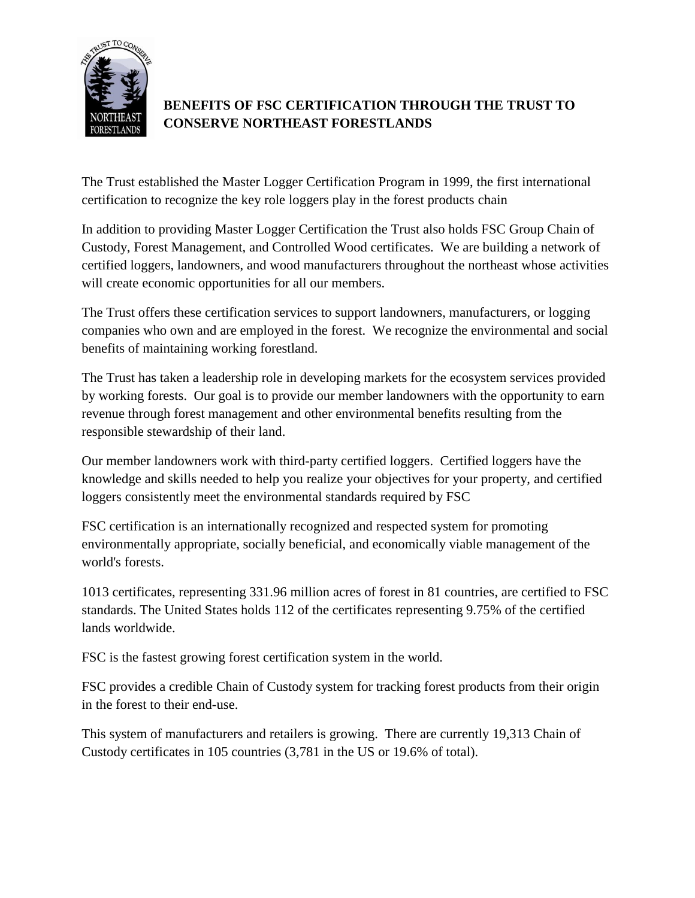**BENEFITS OF FSC CERTIFICATION THROUGH THE TRUST TO CONSERVE NORTHEAST FORESTLANDS**

The Trust established the Master Logger Certification Program in 1999, the first international certification to recognize the key role loggers play in the forest products chain

In addition to providing Master Logger Certification the Trust also holds FSC Group Chain of Custody, Forest Management, and Controlled Wood certificates. We are building a network of certified loggers, landowners, and wood manufacturers throughout the northeast whose activities will create economic opportunities for all our members.

The Trust offers these certification services to support landowners, manufacturers, or logging companies who own and are employed in the forest. We recognize the environmental and social benefits of maintaining working forestland.

The Trust has taken a leadership role in developing markets for the ecosystem services provided by working forests. Our goal is to provide our member landowners with the opportunity to earn revenue through forest management and other environmental benefits resulting from the responsible stewardship of their land.

Our member landowners work with third-party certified loggers. Certified loggers have the knowledge and skills needed to help you realize your objectives for your property, and certified loggers consistently meet the environmental standards required by FSC

FSC certification is an internationally recognized and respected system for promoting environmentally appropriate, socially beneficial, and economically viable management of the world's forests.

1013 certificates, representing 331.96 million acres of forest in 81 countries, are certified to FSC standards. The United States holds 112 of the certificates representing 9.75% of the certified lands worldwide.

FSC is the fastest growing forest certification system in the world.

FSC provides a credible Chain of Custody system for tracking forest products from their origin in the forest to their end-use.

This system of manufacturers and retailers is growing. There are currently 19,313 Chain of Custody certificates in 105 countries (3,781 in the US or 19.6% of total).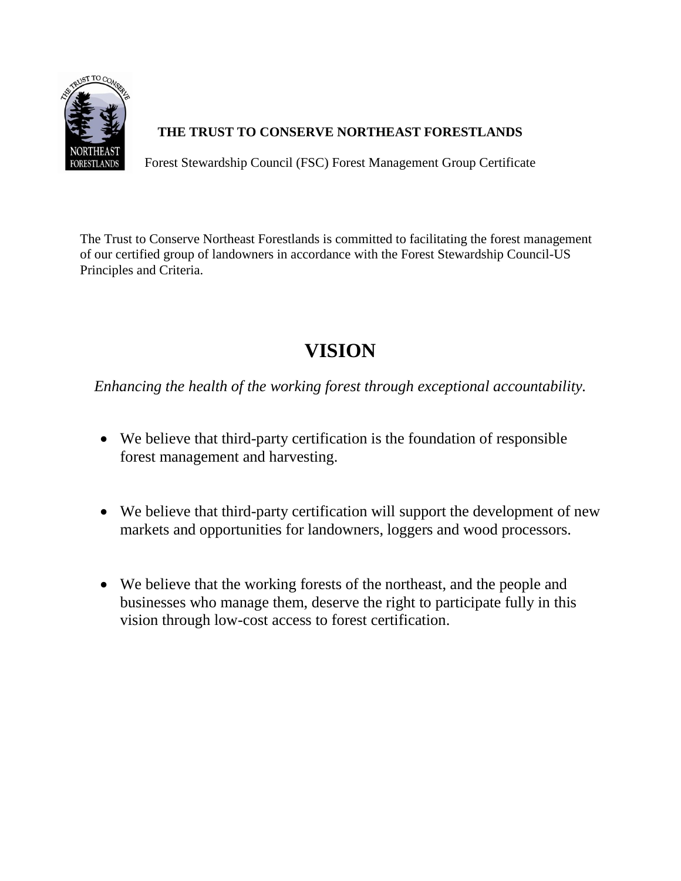**THE TRUST TO CONSERVE NORTHEAST FORESTLANDS**

Forest Stewardship Council (FSC) Forest Management Group Certificate

The Trust to Conserve Northeast Forestlands is committed to facilitating the forest management of our certified group of landowners in accordance with the Forest Stewardship Council-US Principles and Criteria.

# VISION

*Enhancing the health of the working forest through exceptional accountability.*

- We believe that third-party certification is the foundation of responsible forest management and harvesting.
- We believe that third-party certification will support the development of new markets and opportunities for landowners, loggers and wood processors.
- We believe that the working forests of the northeast, and the people and businesses who manage them, deserve the right to participate fully in this vision through low-cost access to forest certification.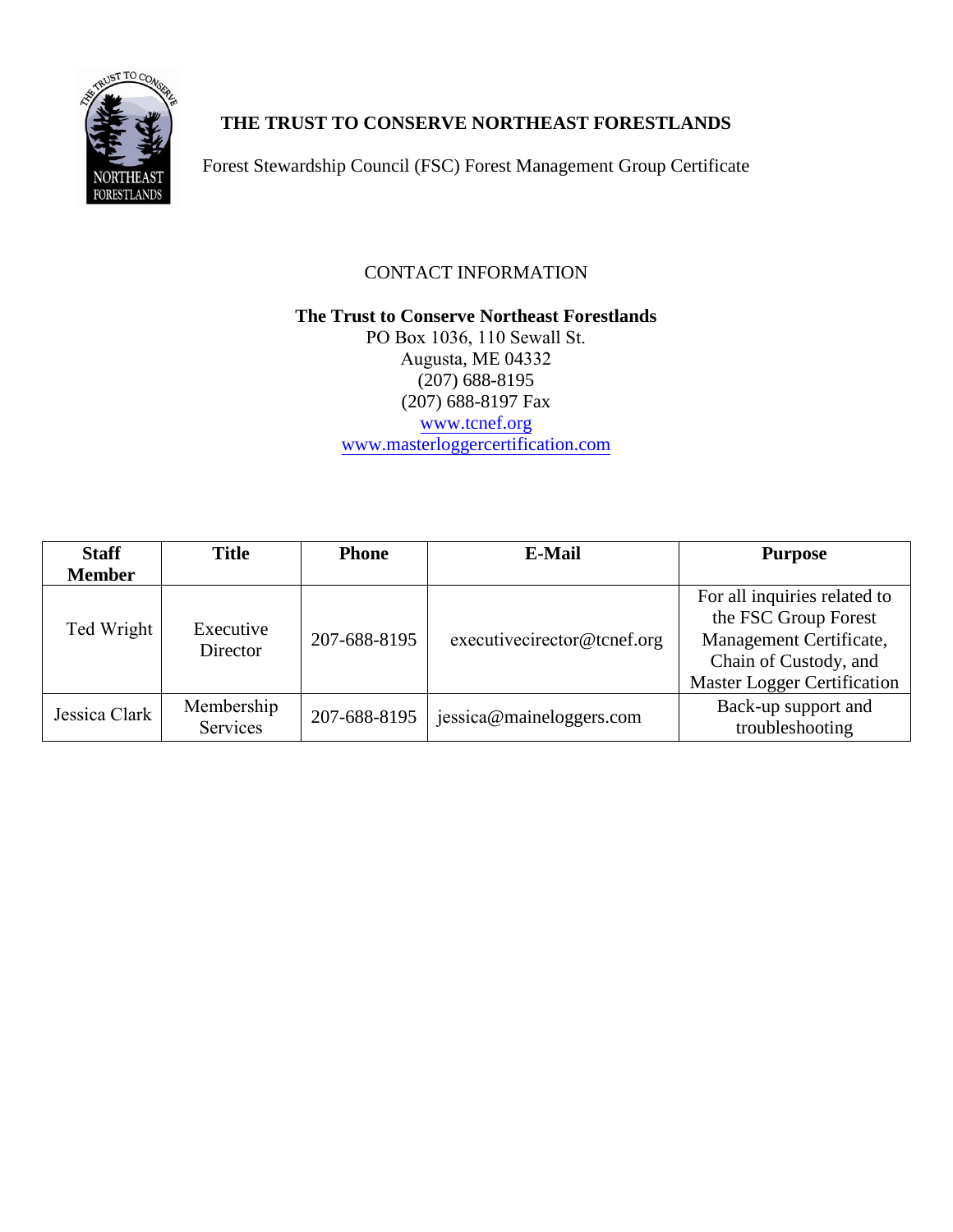# THE TRUST TO CONSERVE NORTHEAST FORESTLANDS

Forest Stewardship Council (FSC) Forest Management Group Certificate

CONTACT INFORMATION

**The Trust to Conserve Northeast Forestlands**
PO Box 1036, 110 Sewall St.
Augusta, ME 04332
(207) 688-8195
(207) 688-8197 Fax
www.tcnef.org
www.masterloggercertification.com

| Staff Member | Title | Phone | E-Mail | Purpose |
|---|---|---|---|---|
| Ted Wright | Executive Director | 207-688-8195 | executivecirector@tcnef.org | For all inquiries related to the FSC Group Forest Management Certificate, Chain of Custody, and Master Logger Certification |
| Jessica Clark | Membership Services | 207-688-8195 | jessica@maineloggers.com | Back-up support and troubleshooting |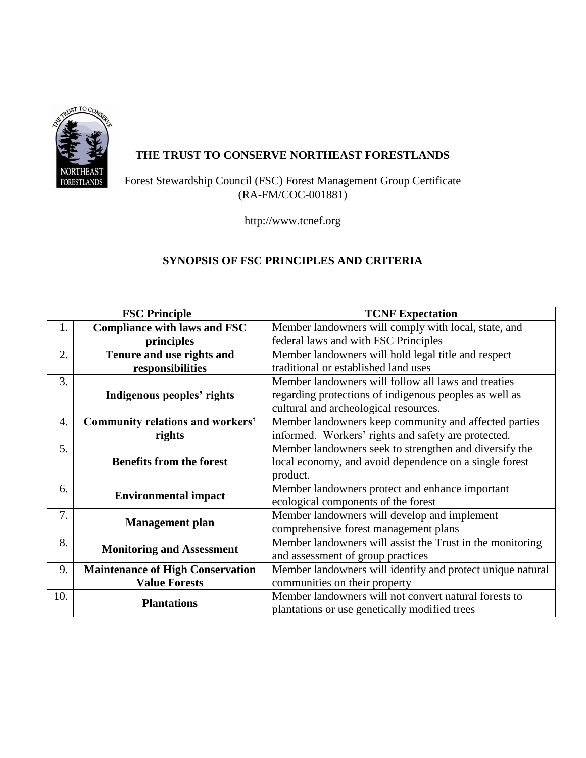**THE TRUST TO CONSERVE NORTHEAST FORESTLANDS**

Forest Stewardship Council (FSC) Forest Management Group Certificate (RA-FM/COC-001881)

http://www.tcnef.org

## SYNOPSIS OF FSC PRINCIPLES AND CRITERIA

| | FSC Principle | TCNF Expectation |
|---|---|---|
| 1. | **Compliance with laws and FSC principles** | Member landowners will comply with local, state, and federal laws and with FSC Principles |
| 2. | **Tenure and use rights and responsibilities** | Member landowners will hold legal title and respect traditional or established land uses |
| 3. | **Indigenous peoples' rights** | Member landowners will follow all laws and treaties regarding protections of indigenous peoples as well as cultural and archeological resources. |
| 4. | **Community relations and workers' rights** | Member landowners keep community and affected parties informed. Workers' rights and safety are protected. |
| 5. | **Benefits from the forest** | Member landowners seek to strengthen and diversify the local economy, and avoid dependence on a single forest product. |
| 6. | **Environmental impact** | Member landowners protect and enhance important ecological components of the forest |
| 7. | **Management plan** | Member landowners will develop and implement comprehensive forest management plans |
| 8. | **Monitoring and Assessment** | Member landowners will assist the Trust in the monitoring and assessment of group practices |
| 9. | **Maintenance of High Conservation Value Forests** | Member landowners will identify and protect unique natural communities on their property |
| 10. | **Plantations** | Member landowners will not convert natural forests to plantations or use genetically modified trees |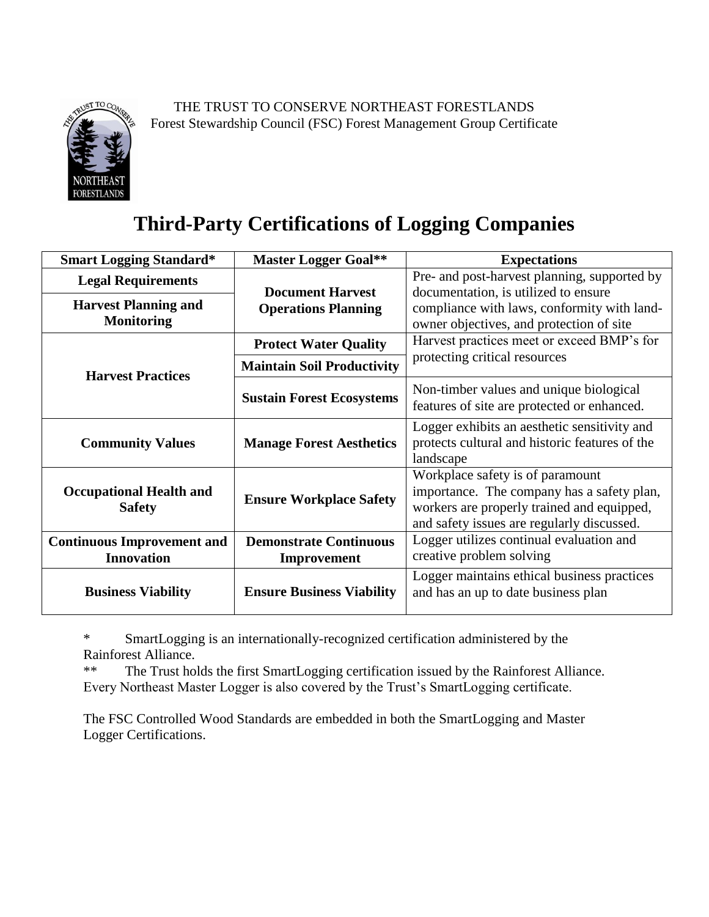THE TRUST TO CONSERVE NORTHEAST FORESTLANDS
Forest Stewardship Council (FSC) Forest Management Group Certificate

# Third-Party Certifications of Logging Companies

| Smart Logging Standard* | Master Logger Goal** | Expectations |
|---|---|---|
| **Legal Requirements** | **Document Harvest Operations Planning** | Pre- and post-harvest planning, supported by documentation, is utilized to ensure compliance with laws, conformity with land-owner objectives, and protection of site |
| **Harvest Planning and Monitoring** | | |
| **Harvest Practices** | **Protect Water Quality** | Harvest practices meet or exceed BMP's for protecting critical resources |
| | **Maintain Soil Productivity** | |
| | **Sustain Forest Ecosystems** | Non-timber values and unique biological features of site are protected or enhanced. |
| **Community Values** | **Manage Forest Aesthetics** | Logger exhibits an aesthetic sensitivity and protects cultural and historic features of the landscape |
| **Occupational Health and Safety** | **Ensure Workplace Safety** | Workplace safety is of paramount importance. The company has a safety plan, workers are properly trained and equipped, and safety issues are regularly discussed. |
| **Continuous Improvement and Innovation** | **Demonstrate Continuous Improvement** | Logger utilizes continual evaluation and creative problem solving |
| **Business Viability** | **Ensure Business Viability** | Logger maintains ethical business practices and has an up to date business plan |

\* SmartLogging is an internationally-recognized certification administered by the Rainforest Alliance.

** The Trust holds the first SmartLogging certification issued by the Rainforest Alliance. Every Northeast Master Logger is also covered by the Trust's SmartLogging certificate.

The FSC Controlled Wood Standards are embedded in both the SmartLogging and Master Logger Certifications.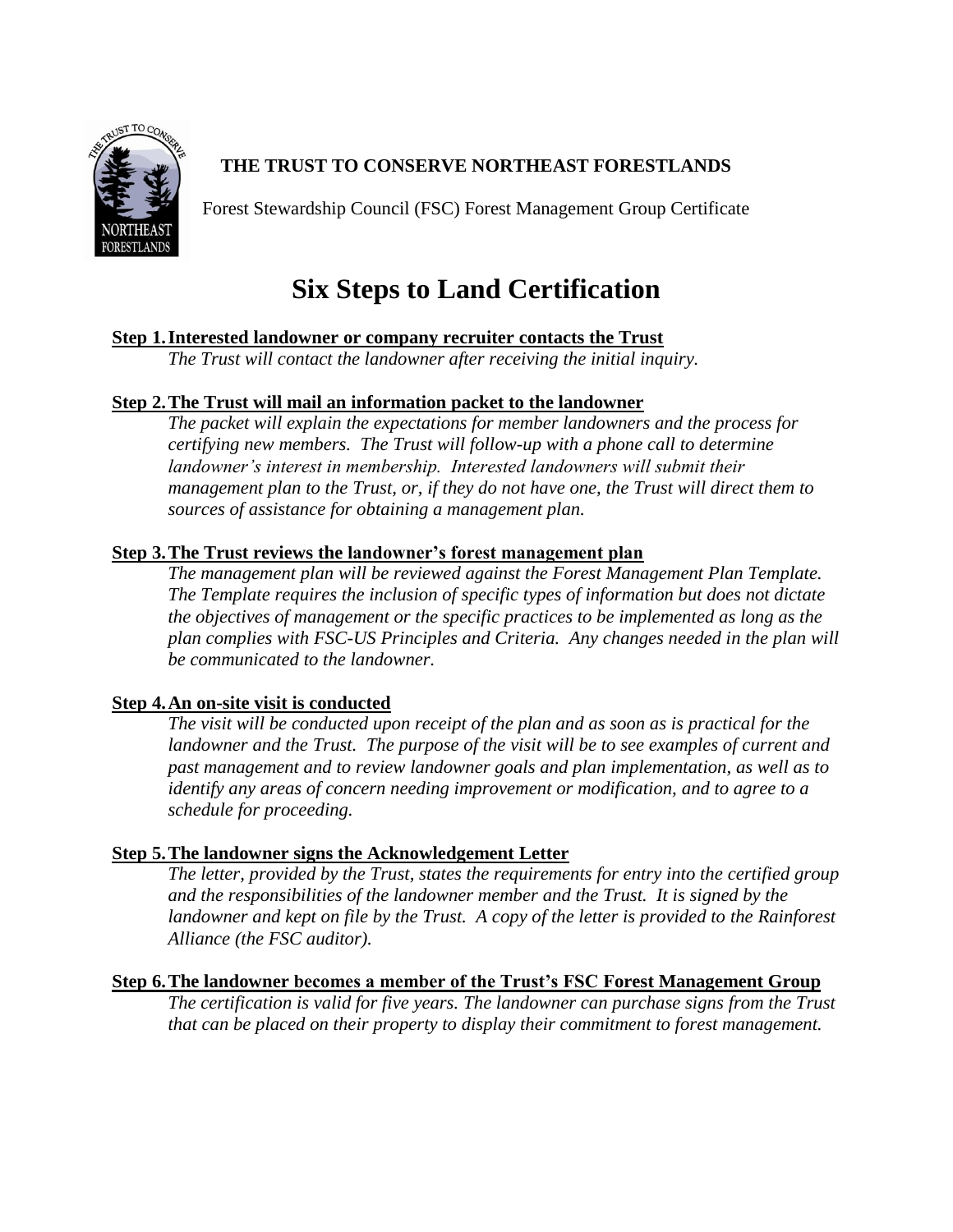**THE TRUST TO CONSERVE NORTHEAST FORESTLANDS**

Forest Stewardship Council (FSC) Forest Management Group Certificate

# Six Steps to Land Certification

**Step 1. Interested landowner or company recruiter contacts the Trust**

*The Trust will contact the landowner after receiving the initial inquiry.*

**Step 2. The Trust will mail an information packet to the landowner**

*The packet will explain the expectations for member landowners and the process for certifying new members. The Trust will follow-up with a phone call to determine landowner's interest in membership. Interested landowners will submit their management plan to the Trust, or, if they do not have one, the Trust will direct them to sources of assistance for obtaining a management plan.*

**Step 3. The Trust reviews the landowner's forest management plan**

*The management plan will be reviewed against the Forest Management Plan Template. The Template requires the inclusion of specific types of information but does not dictate the objectives of management or the specific practices to be implemented as long as the plan complies with FSC-US Principles and Criteria. Any changes needed in the plan will be communicated to the landowner.*

**Step 4. An on-site visit is conducted**

*The visit will be conducted upon receipt of the plan and as soon as is practical for the landowner and the Trust. The purpose of the visit will be to see examples of current and past management and to review landowner goals and plan implementation, as well as to identify any areas of concern needing improvement or modification, and to agree to a schedule for proceeding.*

**Step 5. The landowner signs the Acknowledgement Letter**

*The letter, provided by the Trust, states the requirements for entry into the certified group and the responsibilities of the landowner member and the Trust. It is signed by the landowner and kept on file by the Trust. A copy of the letter is provided to the Rainforest Alliance (the FSC auditor).*

**Step 6. The landowner becomes a member of the Trust's FSC Forest Management Group**

*The certification is valid for five years. The landowner can purchase signs from the Trust that can be placed on their property to display their commitment to forest management.*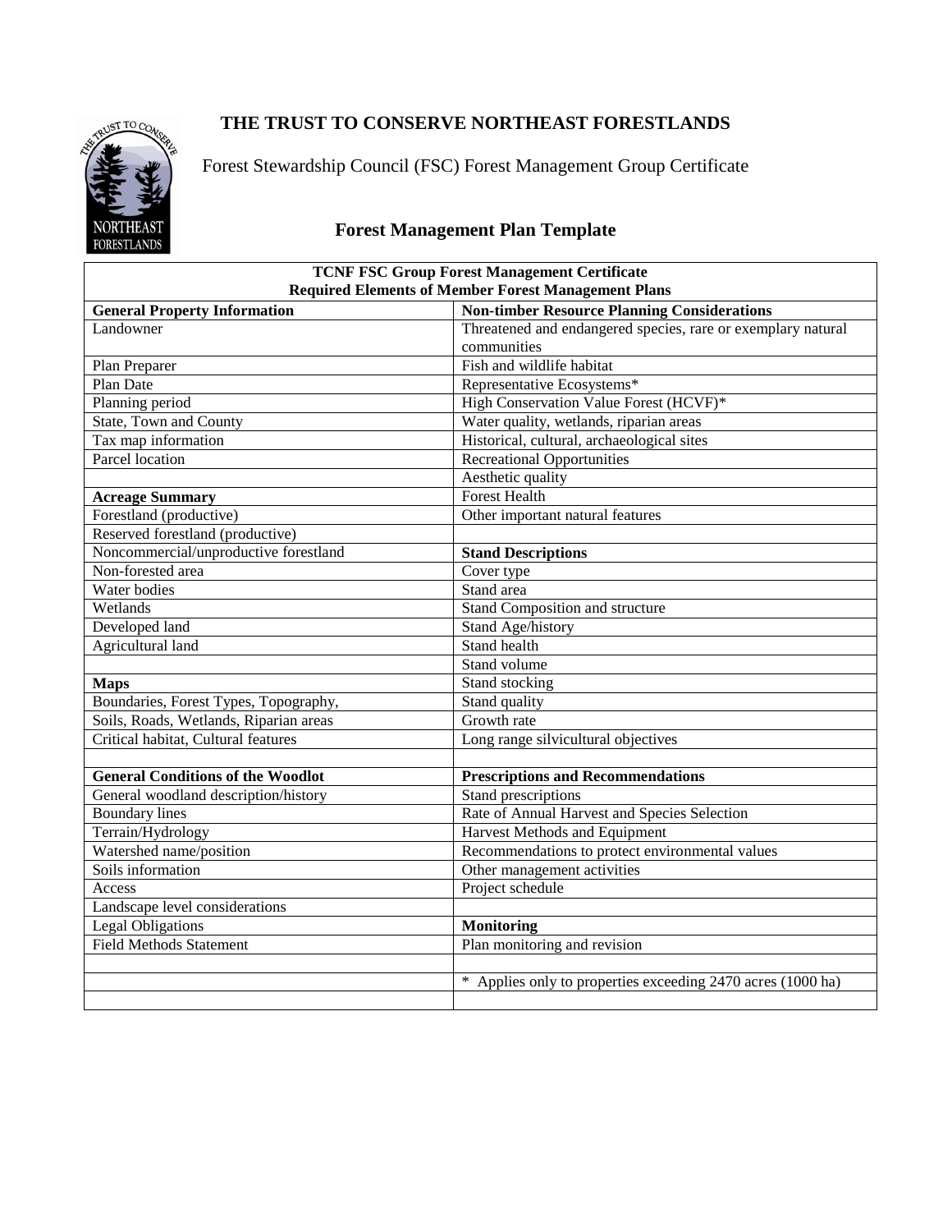# THE TRUST TO CONSERVE NORTHEAST FORESTLANDS

Forest Stewardship Council (FSC) Forest Management Group Certificate

## Forest Management Plan Template

| **TCNF FSC Group Forest Management Certificate<br>Required Elements of Member Forest Management Plans** | |
|---|---|
| **General Property Information** | **Non-timber Resource Planning Considerations** |
| Landowner | Threatened and endangered species, rare or exemplary natural communities |
| Plan Preparer | Fish and wildlife habitat |
| Plan Date | Representative Ecosystems* |
| Planning period | High Conservation Value Forest (HCVF)* |
| State, Town and County | Water quality, wetlands, riparian areas |
| Tax map information | Historical, cultural, archaeological sites |
| Parcel location | Recreational Opportunities |
| | Aesthetic quality |
| **Acreage Summary** | Forest Health |
| Forestland (productive) | Other important natural features |
| Reserved forestland (productive) | |
| Noncommercial/unproductive forestland | **Stand Descriptions** |
| Non-forested area | Cover type |
| Water bodies | Stand area |
| Wetlands | Stand Composition and structure |
| Developed land | Stand Age/history |
| Agricultural land | Stand health |
| | Stand volume |
| **Maps** | Stand stocking |
| Boundaries, Forest Types, Topography, | Stand quality |
| Soils, Roads, Wetlands, Riparian areas | Growth rate |
| Critical habitat, Cultural features | Long range silvicultural objectives |
| | |
| **General Conditions of the Woodlot** | **Prescriptions and Recommendations** |
| General woodland description/history | Stand prescriptions |
| Boundary lines | Rate of Annual Harvest and Species Selection |
| Terrain/Hydrology | Harvest Methods and Equipment |
| Watershed name/position | Recommendations to protect environmental values |
| Soils information | Other management activities |
| Access | Project schedule |
| Landscape level considerations | |
| Legal Obligations | **Monitoring** |
| Field Methods Statement | Plan monitoring and revision |
| | |
| | * Applies only to properties exceeding 2470 acres (1000 ha) |
| | |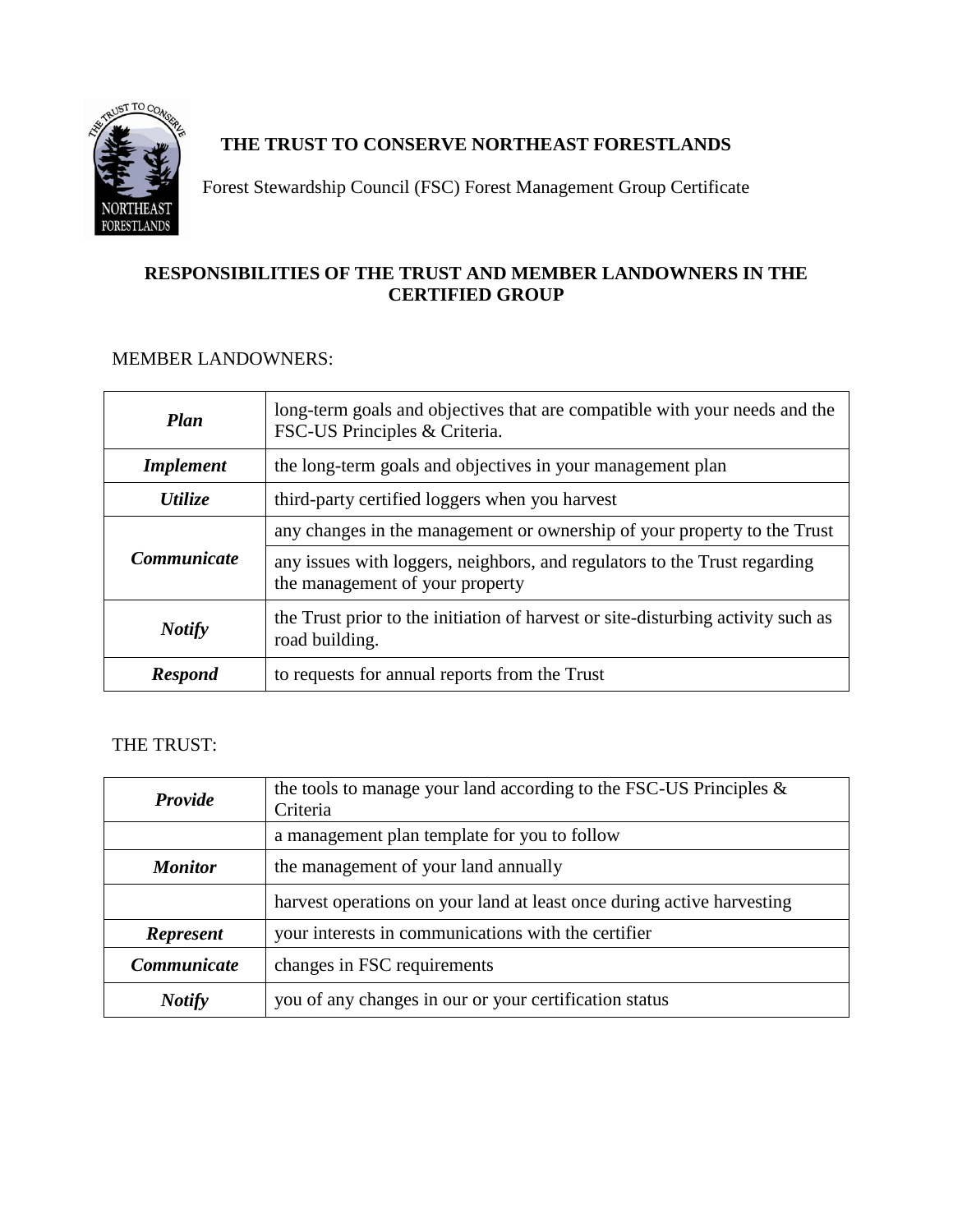**THE TRUST TO CONSERVE NORTHEAST FORESTLANDS**

Forest Stewardship Council (FSC) Forest Management Group Certificate

## RESPONSIBILITIES OF THE TRUST AND MEMBER LANDOWNERS IN THE CERTIFIED GROUP

MEMBER LANDOWNERS:

| | |
|---|---|
| ***Plan*** | long-term goals and objectives that are compatible with your needs and the FSC-US Principles & Criteria. |
| ***Implement*** | the long-term goals and objectives in your management plan |
| ***Utilize*** | third-party certified loggers when you harvest |
| ***Communicate*** | any changes in the management or ownership of your property to the Trust |
| | any issues with loggers, neighbors, and regulators to the Trust regarding the management of your property |
| ***Notify*** | the Trust prior to the initiation of harvest or site-disturbing activity such as road building. |
| ***Respond*** | to requests for annual reports from the Trust |

THE TRUST:

| | |
|---|---|
| ***Provide*** | the tools to manage your land according to the FSC-US Principles & Criteria |
| | a management plan template for you to follow |
| ***Monitor*** | the management of your land annually |
| | harvest operations on your land at least once during active harvesting |
| ***Represent*** | your interests in communications with the certifier |
| ***Communicate*** | changes in FSC requirements |
| ***Notify*** | you of any changes in our or your certification status |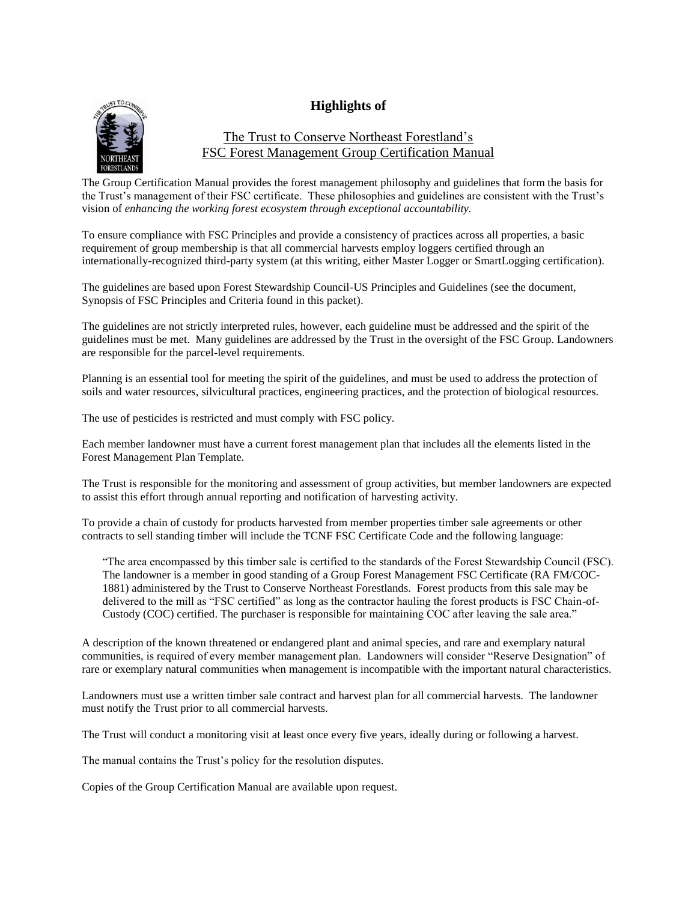# Highlights of

## The Trust to Conserve Northeast Forestland's FSC Forest Management Group Certification Manual

The Group Certification Manual provides the forest management philosophy and guidelines that form the basis for the Trust's management of their FSC certificate. These philosophies and guidelines are consistent with the Trust's vision of *enhancing the working forest ecosystem through exceptional accountability.*

To ensure compliance with FSC Principles and provide a consistency of practices across all properties, a basic requirement of group membership is that all commercial harvests employ loggers certified through an internationally-recognized third-party system (at this writing, either Master Logger or SmartLogging certification).

The guidelines are based upon Forest Stewardship Council-US Principles and Guidelines (see the document, Synopsis of FSC Principles and Criteria found in this packet).

The guidelines are not strictly interpreted rules, however, each guideline must be addressed and the spirit of the guidelines must be met. Many guidelines are addressed by the Trust in the oversight of the FSC Group. Landowners are responsible for the parcel-level requirements.

Planning is an essential tool for meeting the spirit of the guidelines, and must be used to address the protection of soils and water resources, silvicultural practices, engineering practices, and the protection of biological resources.

The use of pesticides is restricted and must comply with FSC policy.

Each member landowner must have a current forest management plan that includes all the elements listed in the Forest Management Plan Template.

The Trust is responsible for the monitoring and assessment of group activities, but member landowners are expected to assist this effort through annual reporting and notification of harvesting activity.

To provide a chain of custody for products harvested from member properties timber sale agreements or other contracts to sell standing timber will include the TCNF FSC Certificate Code and the following language:

> "The area encompassed by this timber sale is certified to the standards of the Forest Stewardship Council (FSC). The landowner is a member in good standing of a Group Forest Management FSC Certificate (RA FM/COC-1881) administered by the Trust to Conserve Northeast Forestlands. Forest products from this sale may be delivered to the mill as "FSC certified" as long as the contractor hauling the forest products is FSC Chain-of-Custody (COC) certified. The purchaser is responsible for maintaining COC after leaving the sale area."

A description of the known threatened or endangered plant and animal species, and rare and exemplary natural communities, is required of every member management plan. Landowners will consider "Reserve Designation" of rare or exemplary natural communities when management is incompatible with the important natural characteristics.

Landowners must use a written timber sale contract and harvest plan for all commercial harvests. The landowner must notify the Trust prior to all commercial harvests.

The Trust will conduct a monitoring visit at least once every five years, ideally during or following a harvest.

The manual contains the Trust's policy for the resolution disputes.

Copies of the Group Certification Manual are available upon request.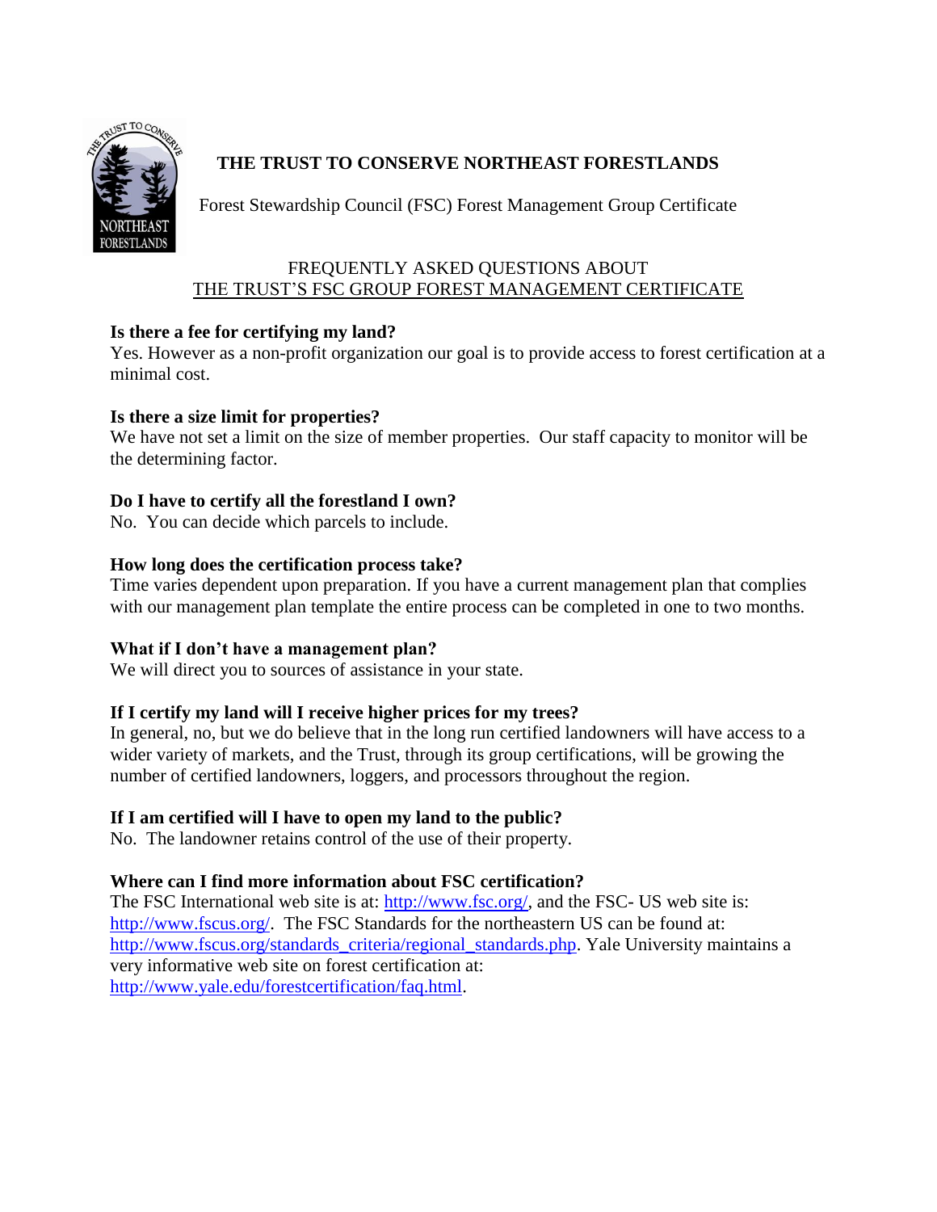# THE TRUST TO CONSERVE NORTHEAST FORESTLANDS

Forest Stewardship Council (FSC) Forest Management Group Certificate

## FREQUENTLY ASKED QUESTIONS ABOUT THE TRUST'S FSC GROUP FOREST MANAGEMENT CERTIFICATE

**Is there a fee for certifying my land?**
Yes. However as a non-profit organization our goal is to provide access to forest certification at a minimal cost.

**Is there a size limit for properties?**
We have not set a limit on the size of member properties. Our staff capacity to monitor will be the determining factor.

**Do I have to certify all the forestland I own?**
No. You can decide which parcels to include.

**How long does the certification process take?**
Time varies dependent upon preparation. If you have a current management plan that complies with our management plan template the entire process can be completed in one to two months.

**What if I don't have a management plan?**
We will direct you to sources of assistance in your state.

**If I certify my land will I receive higher prices for my trees?**
In general, no, but we do believe that in the long run certified landowners will have access to a wider variety of markets, and the Trust, through its group certifications, will be growing the number of certified landowners, loggers, and processors throughout the region.

**If I am certified will I have to open my land to the public?**
No. The landowner retains control of the use of their property.

**Where can I find more information about FSC certification?**
The FSC International web site is at: http://www.fsc.org/, and the FSC- US web site is: http://www.fscus.org/. The FSC Standards for the northeastern US can be found at: http://www.fscus.org/standards_criteria/regional_standards.php. Yale University maintains a very informative web site on forest certification at: http://www.yale.edu/forestcertification/faq.html.